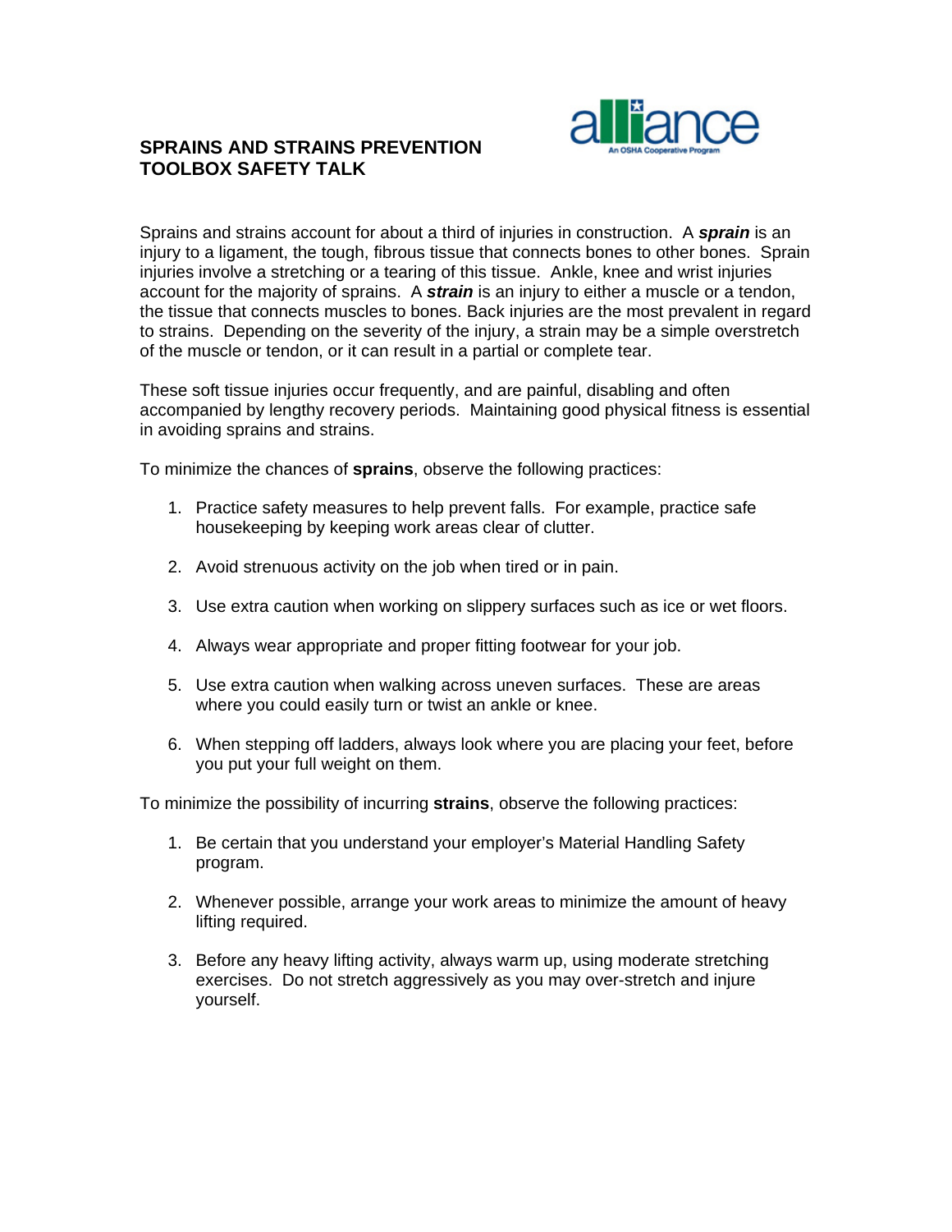# SPRAINS AND STRAINS PREVENTION TOOLBOX SAFETY TALK

Sprains and strains account for about a third of injuries in construction. A ***sprain*** is an injury to a ligament, the tough, fibrous tissue that connects bones to other bones. Sprain injuries involve a stretching or a tearing of this tissue. Ankle, knee and wrist injuries account for the majority of sprains. A ***strain*** is an injury to either a muscle or a tendon, the tissue that connects muscles to bones. Back injuries are the most prevalent in regard to strains. Depending on the severity of the injury, a strain may be a simple overstretch of the muscle or tendon, or it can result in a partial or complete tear.

These soft tissue injuries occur frequently, and are painful, disabling and often accompanied by lengthy recovery periods. Maintaining good physical fitness is essential in avoiding sprains and strains.

To minimize the chances of **sprains**, observe the following practices:

1. Practice safety measures to help prevent falls. For example, practice safe housekeeping by keeping work areas clear of clutter.
2. Avoid strenuous activity on the job when tired or in pain.
3. Use extra caution when working on slippery surfaces such as ice or wet floors.
4. Always wear appropriate and proper fitting footwear for your job.
5. Use extra caution when walking across uneven surfaces. These are areas where you could easily turn or twist an ankle or knee.
6. When stepping off ladders, always look where you are placing your feet, before you put your full weight on them.

To minimize the possibility of incurring **strains**, observe the following practices:

1. Be certain that you understand your employer's Material Handling Safety program.
2. Whenever possible, arrange your work areas to minimize the amount of heavy lifting required.
3. Before any heavy lifting activity, always warm up, using moderate stretching exercises. Do not stretch aggressively as you may over-stretch and injure yourself.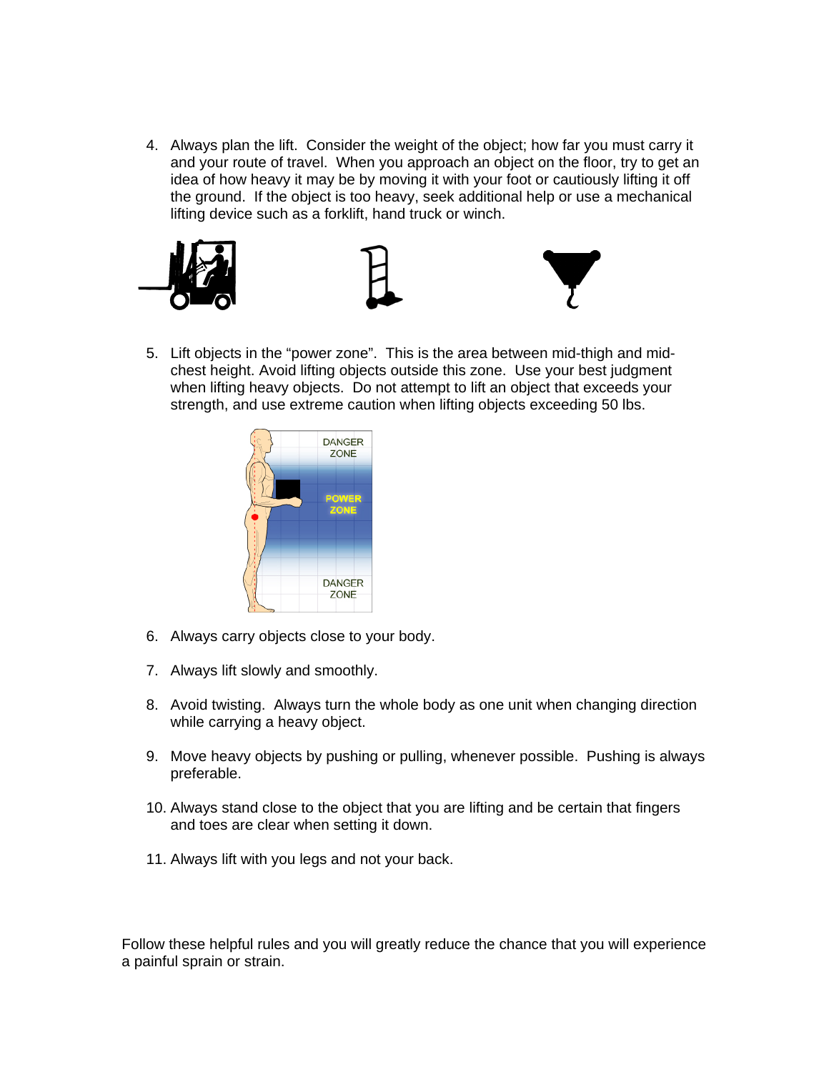4. Always plan the lift. Consider the weight of the object; how far you must carry it and your route of travel. When you approach an object on the floor, try to get an idea of how heavy it may be by moving it with your foot or cautiously lifting it off the ground. If the object is too heavy, seek additional help or use a mechanical lifting device such as a forklift, hand truck or winch.

5. Lift objects in the "power zone". This is the area between mid-thigh and mid-chest height. Avoid lifting objects outside this zone. Use your best judgment when lifting heavy objects. Do not attempt to lift an object that exceeds your strength, and use extreme caution when lifting objects exceeding 50 lbs.

6. Always carry objects close to your body.

7. Always lift slowly and smoothly.

8. Avoid twisting. Always turn the whole body as one unit when changing direction while carrying a heavy object.

9. Move heavy objects by pushing or pulling, whenever possible. Pushing is always preferable.

10. Always stand close to the object that you are lifting and be certain that fingers and toes are clear when setting it down.

11. Always lift with you legs and not your back.

Follow these helpful rules and you will greatly reduce the chance that you will experience a painful sprain or strain.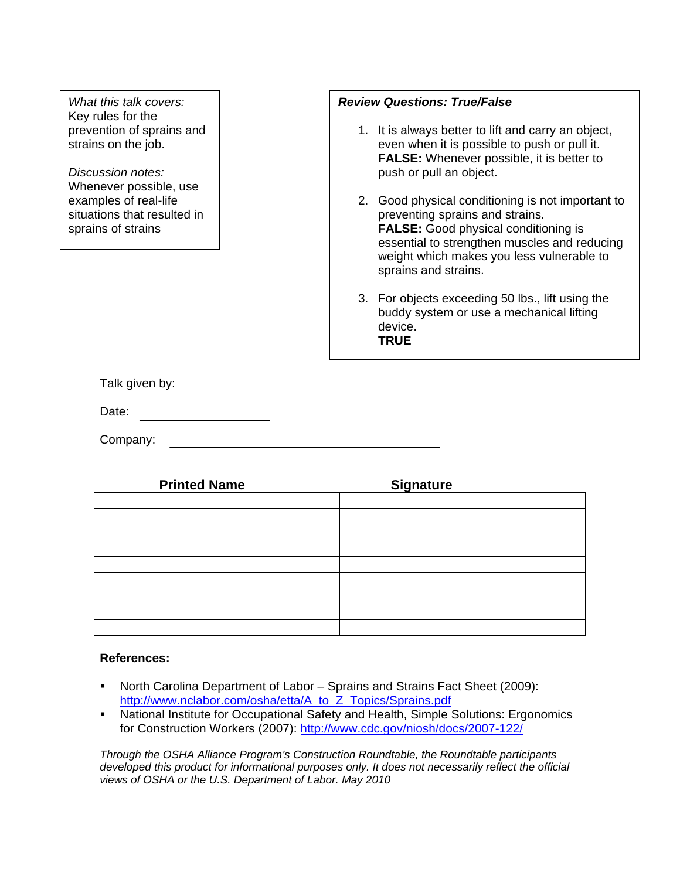*What this talk covers:*
Key rules for the prevention of sprains and strains on the job.

*Discussion notes:*
Whenever possible, use examples of real-life situations that resulted in sprains of strains

***Review Questions: True/False***

1. It is always better to lift and carry an object, even when it is possible to push or pull it.
   **FALSE:** Whenever possible, it is better to push or pull an object.

2. Good physical conditioning is not important to preventing sprains and strains.
   **FALSE:** Good physical conditioning is essential to strengthen muscles and reducing weight which makes you less vulnerable to sprains and strains.

3. For objects exceeding 50 lbs., lift using the buddy system or use a mechanical lifting device.
   **TRUE**

Talk given by: ______________________________

Date: ______________

Company: ______________________________

| Printed Name | Signature |
|---|---|
| | |
| | |
| | |
| | |
| | |
| | |
| | |
| | |
| | |

**References:**

- North Carolina Department of Labor – Sprains and Strains Fact Sheet (2009): http://www.nclabor.com/osha/etta/A_to_Z_Topics/Sprains.pdf
- National Institute for Occupational Safety and Health, Simple Solutions: Ergonomics for Construction Workers (2007): http://www.cdc.gov/niosh/docs/2007-122/

*Through the OSHA Alliance Program's Construction Roundtable, the Roundtable participants developed this product for informational purposes only. It does not necessarily reflect the official views of OSHA or the U.S. Department of Labor. May 2010*